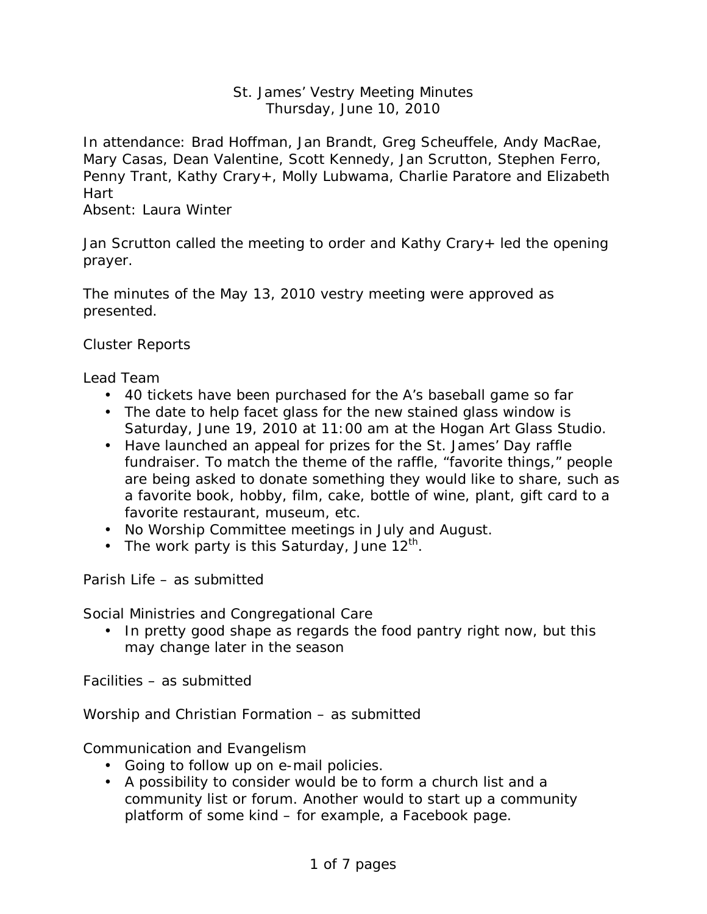# St. James' Vestry Meeting Minutes
## Thursday, June 10, 2010

In attendance: Brad Hoffman, Jan Brandt, Greg Scheuffele, Andy MacRae, Mary Casas, Dean Valentine, Scott Kennedy, Jan Scrutton, Stephen Ferro, Penny Trant, Kathy Crary+, Molly Lubwama, Charlie Paratore and Elizabeth Hart
Absent: Laura Winter

Jan Scrutton called the meeting to order and Kathy Crary+ led the opening prayer.

The minutes of the May 13, 2010 vestry meeting were approved as presented.

Cluster Reports

Lead Team

- 40 tickets have been purchased for the A's baseball game so far
- The date to help facet glass for the new stained glass window is Saturday, June 19, 2010 at 11:00 am at the Hogan Art Glass Studio.
- Have launched an appeal for prizes for the St. James' Day raffle fundraiser. To match the theme of the raffle, "favorite things," people are being asked to donate something they would like to share, such as a favorite book, hobby, film, cake, bottle of wine, plant, gift card to a favorite restaurant, museum, etc.
- No Worship Committee meetings in July and August.
- The work party is this Saturday, June 12th.

Parish Life – as submitted

Social Ministries and Congregational Care

- In pretty good shape as regards the food pantry right now, but this may change later in the season

Facilities – as submitted

Worship and Christian Formation – as submitted

Communication and Evangelism

- Going to follow up on e-mail policies.
- A possibility to consider would be to form a church list and a community list or forum. Another would to start up a community platform of some kind – for example, a Facebook page.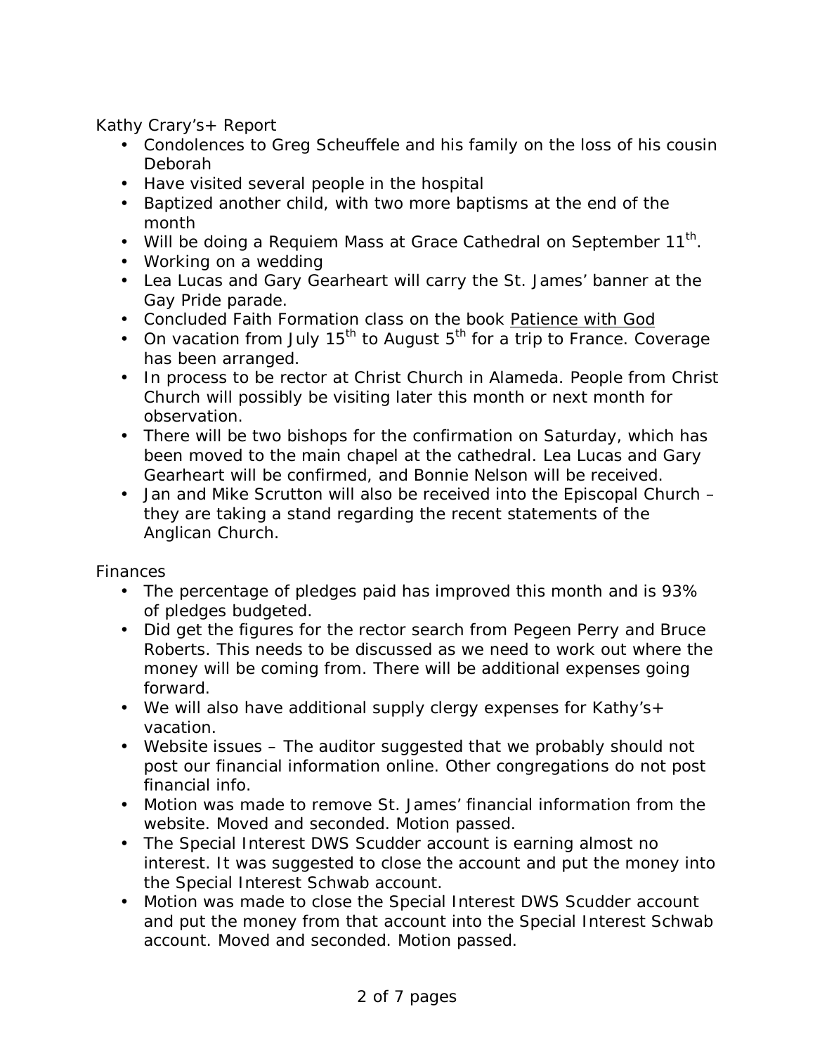Kathy Crary's+ Report

- Condolences to Greg Scheuffele and his family on the loss of his cousin Deborah
- Have visited several people in the hospital
- Baptized another child, with two more baptisms at the end of the month
- Will be doing a Requiem Mass at Grace Cathedral on September 11th.
- Working on a wedding
- Lea Lucas and Gary Gearheart will carry the St. James' banner at the Gay Pride parade.
- Concluded Faith Formation class on the book <u>Patience with God</u>
- On vacation from July 15th to August 5th for a trip to France. Coverage has been arranged.
- In process to be rector at Christ Church in Alameda. People from Christ Church will possibly be visiting later this month or next month for observation.
- There will be two bishops for the confirmation on Saturday, which has been moved to the main chapel at the cathedral. Lea Lucas and Gary Gearheart will be confirmed, and Bonnie Nelson will be received.
- Jan and Mike Scrutton will also be received into the Episcopal Church – they are taking a stand regarding the recent statements of the Anglican Church.

Finances

- The percentage of pledges paid has improved this month and is 93% of pledges budgeted.
- Did get the figures for the rector search from Pegeen Perry and Bruce Roberts. This needs to be discussed as we need to work out where the money will be coming from. There will be additional expenses going forward.
- We will also have additional supply clergy expenses for Kathy's+ vacation.
- Website issues – The auditor suggested that we probably should not post our financial information online. Other congregations do not post financial info.
- Motion was made to remove St. James' financial information from the website. Moved and seconded. Motion passed.
- The Special Interest DWS Scudder account is earning almost no interest. It was suggested to close the account and put the money into the Special Interest Schwab account.
- Motion was made to close the Special Interest DWS Scudder account and put the money from that account into the Special Interest Schwab account. Moved and seconded. Motion passed.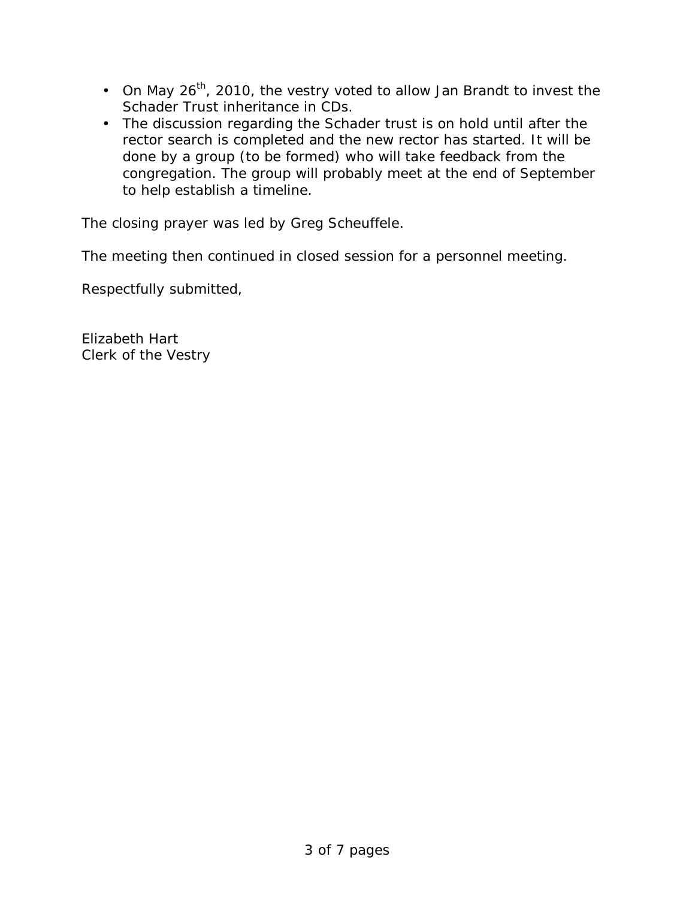- On May 26th, 2010, the vestry voted to allow Jan Brandt to invest the Schader Trust inheritance in CDs.
- The discussion regarding the Schader trust is on hold until after the rector search is completed and the new rector has started. It will be done by a group (to be formed) who will take feedback from the congregation. The group will probably meet at the end of September to help establish a timeline.

The closing prayer was led by Greg Scheuffele.

The meeting then continued in closed session for a personnel meeting.

Respectfully submitted,

Elizabeth Hart
Clerk of the Vestry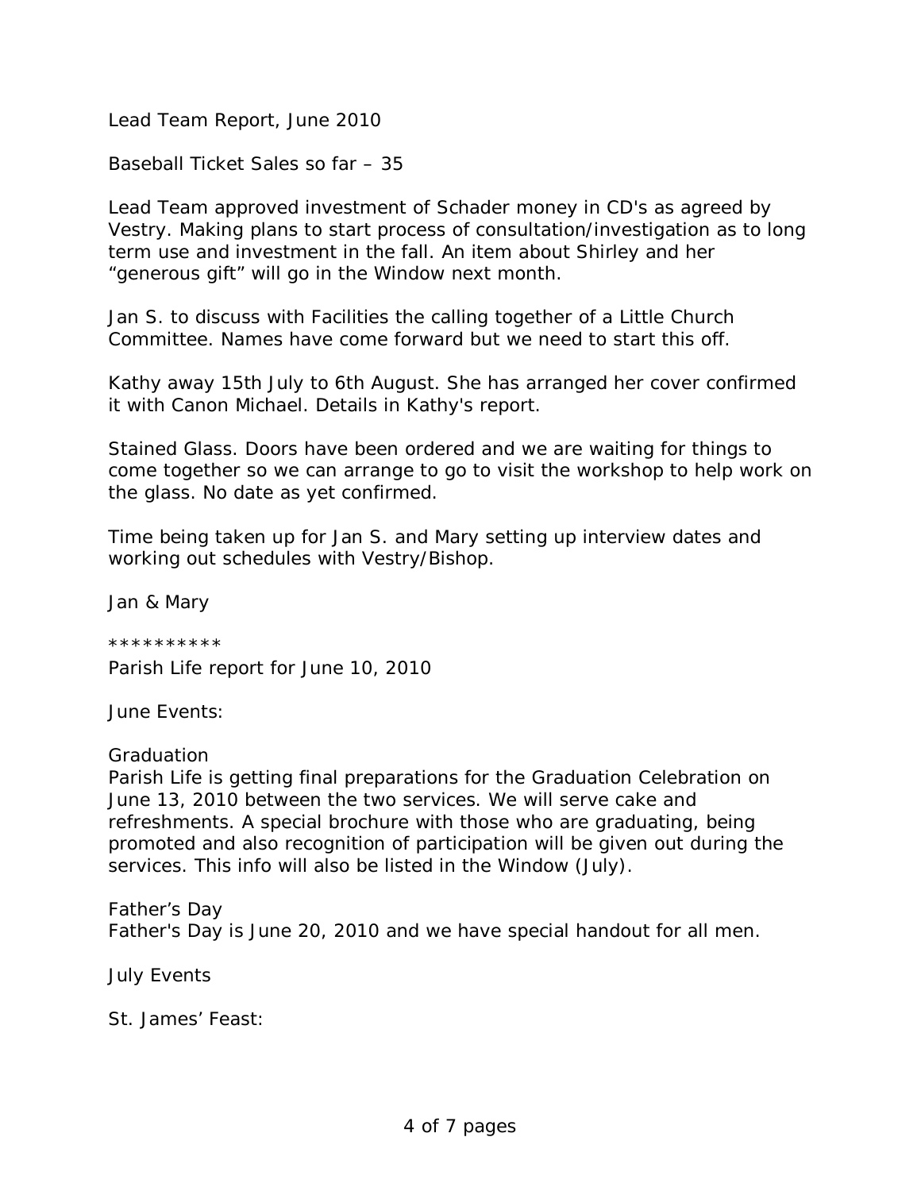Lead Team Report, June 2010

Baseball Ticket Sales so far – 35

Lead Team approved investment of Schader money in CD's as agreed by Vestry. Making plans to start process of consultation/investigation as to long term use and investment in the fall. An item about Shirley and her "generous gift" will go in the Window next month.

Jan S. to discuss with Facilities the calling together of a Little Church Committee. Names have come forward but we need to start this off.

Kathy away 15th July to 6th August. She has arranged her cover confirmed it with Canon Michael. Details in Kathy's report.

Stained Glass. Doors have been ordered and we are waiting for things to come together so we can arrange to go to visit the workshop to help work on the glass. No date as yet confirmed.

Time being taken up for Jan S. and Mary setting up interview dates and working out schedules with Vestry/Bishop.

Jan & Mary

**********

Parish Life report for June 10, 2010

June Events:

Graduation
Parish Life is getting final preparations for the Graduation Celebration on June 13, 2010 between the two services. We will serve cake and refreshments. A special brochure with those who are graduating, being promoted and also recognition of participation will be given out during the services. This info will also be listed in the Window (July).

Father's Day
Father's Day is June 20, 2010 and we have special handout for all men.

July Events

St. James' Feast: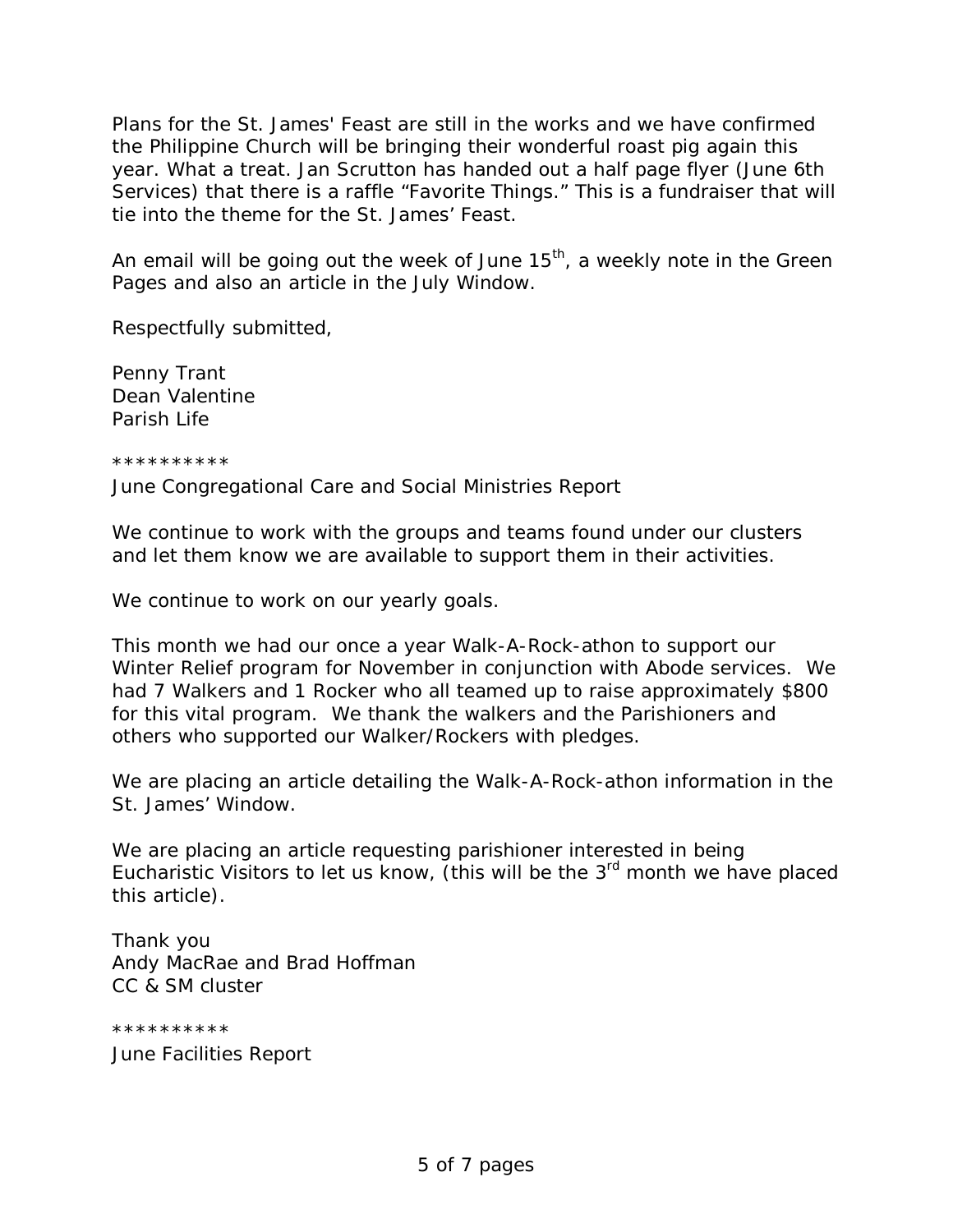Plans for the St. James' Feast are still in the works and we have confirmed the Philippine Church will be bringing their wonderful roast pig again this year. What a treat. Jan Scrutton has handed out a half page flyer (June 6th Services) that there is a raffle “Favorite Things.” This is a fundraiser that will tie into the theme for the St. James’ Feast.

An email will be going out the week of June 15th, a weekly note in the Green Pages and also an article in the July Window.

Respectfully submitted,

Penny Trant
Dean Valentine
Parish Life

**********

June Congregational Care and Social Ministries Report

We continue to work with the groups and teams found under our clusters and let them know we are available to support them in their activities.

We continue to work on our yearly goals.

This month we had our once a year Walk-A-Rock-athon to support our Winter Relief program for November in conjunction with Abode services. We had 7 Walkers and 1 Rocker who all teamed up to raise approximately $800 for this vital program. We thank the walkers and the Parishioners and others who supported our Walker/Rockers with pledges.

We are placing an article detailing the Walk-A-Rock-athon information in the St. James’ Window.

We are placing an article requesting parishioner interested in being Eucharistic Visitors to let us know, (this will be the 3rd month we have placed this article).

Thank you
Andy MacRae and Brad Hoffman
CC & SM cluster

**********

June Facilities Report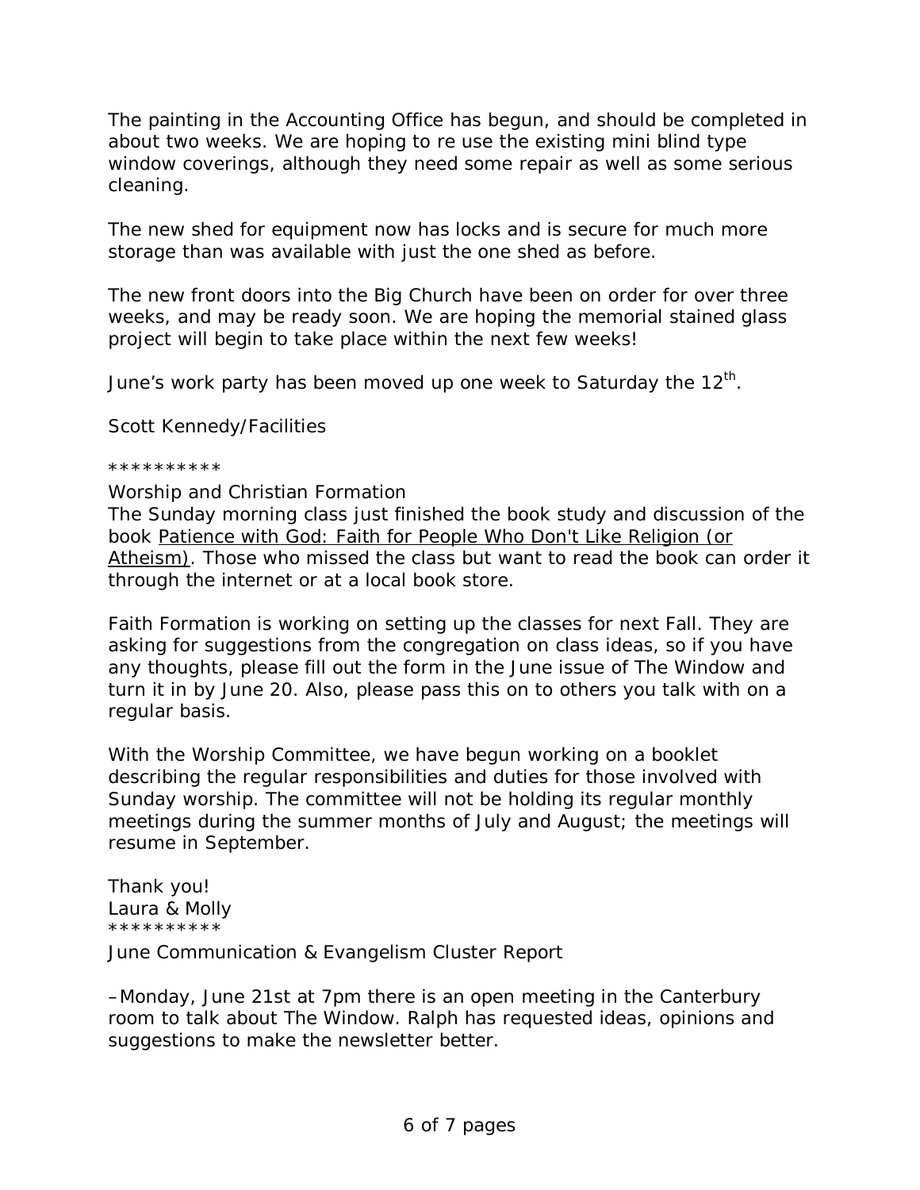The painting in the Accounting Office has begun, and should be completed in about two weeks. We are hoping to re use the existing mini blind type window coverings, although they need some repair as well as some serious cleaning.

The new shed for equipment now has locks and is secure for much more storage than was available with just the one shed as before.

The new front doors into the Big Church have been on order for over three weeks, and may be ready soon. We are hoping the memorial stained glass project will begin to take place within the next few weeks!

June's work party has been moved up one week to Saturday the 12th.

Scott Kennedy/Facilities

**********

Worship and Christian Formation

The Sunday morning class just finished the book study and discussion of the book Patience with God: Faith for People Who Don't Like Religion (or Atheism). Those who missed the class but want to read the book can order it through the internet or at a local book store.

Faith Formation is working on setting up the classes for next Fall. They are asking for suggestions from the congregation on class ideas, so if you have any thoughts, please fill out the form in the June issue of The Window and turn it in by June 20. Also, please pass this on to others you talk with on a regular basis.

With the Worship Committee, we have begun working on a booklet describing the regular responsibilities and duties for those involved with Sunday worship. The committee will not be holding its regular monthly meetings during the summer months of July and August; the meetings will resume in September.

Thank you!
Laura & Molly

**********

June Communication & Evangelism Cluster Report

–Monday, June 21st at 7pm there is an open meeting in the Canterbury room to talk about The Window. Ralph has requested ideas, opinions and suggestions to make the newsletter better.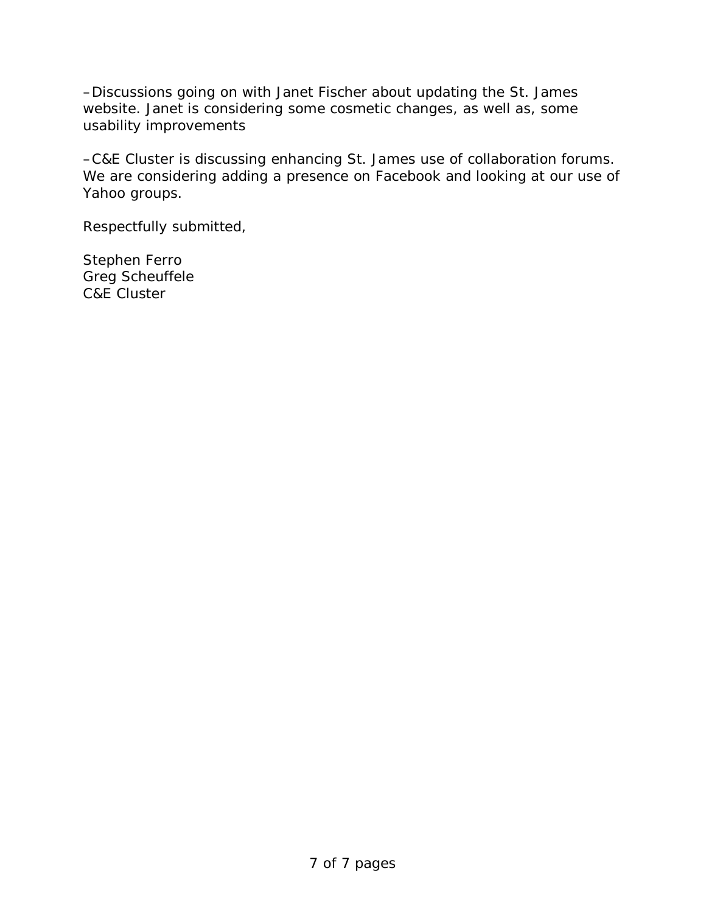–Discussions going on with Janet Fischer about updating the St. James website. Janet is considering some cosmetic changes, as well as, some usability improvements

–C&E Cluster is discussing enhancing St. James use of collaboration forums. We are considering adding a presence on Facebook and looking at our use of Yahoo groups.

Respectfully submitted,

Stephen Ferro  
Greg Scheuffele  
C&E Cluster